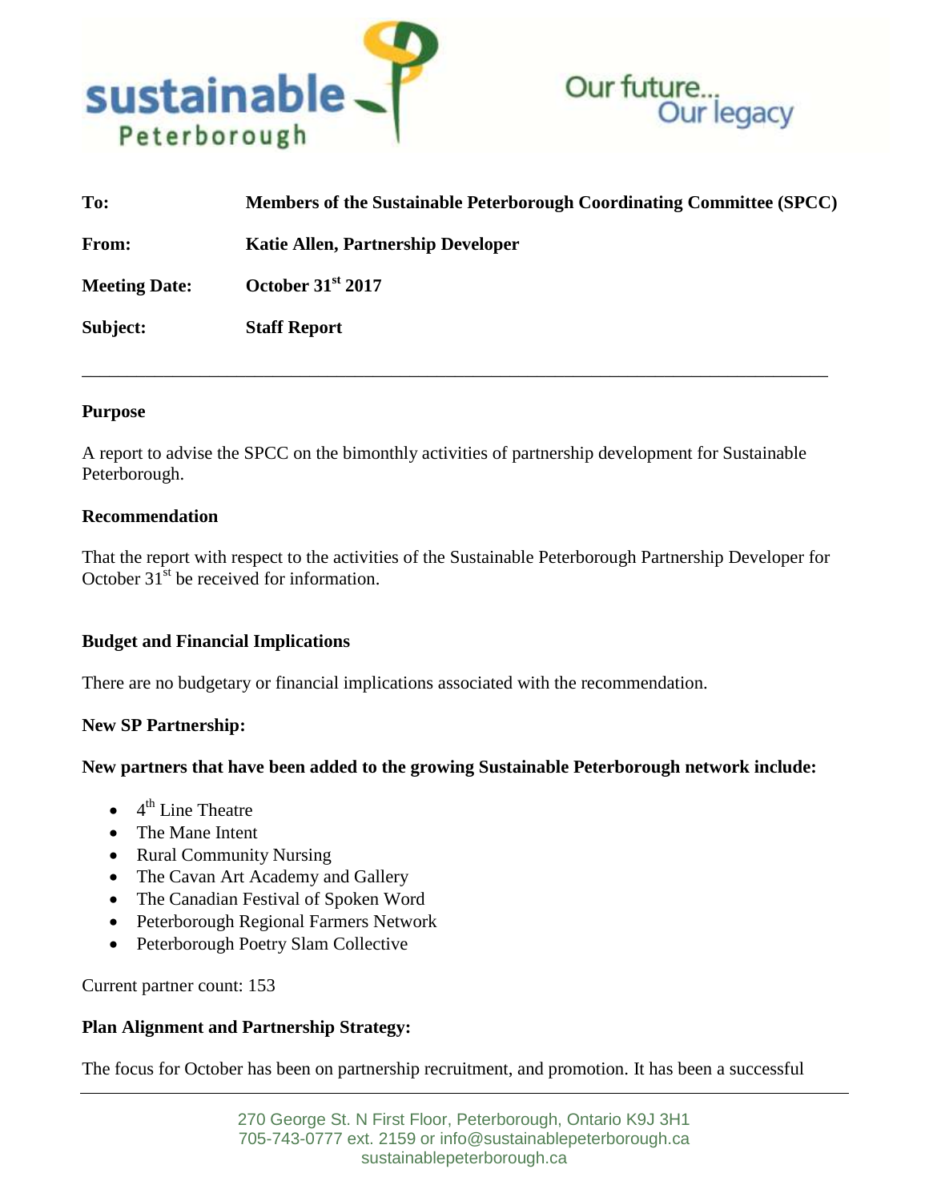| | |
|---|---|
| **To:** | **Members of the Sustainable Peterborough Coordinating Committee (SPCC)** |
| **From:** | **Katie Allen, Partnership Developer** |
| **Meeting Date:** | **October 31st 2017** |
| **Subject:** | **Staff Report** |

---

**Purpose**

A report to advise the SPCC on the bimonthly activities of partnership development for Sustainable Peterborough.

**Recommendation**

That the report with respect to the activities of the Sustainable Peterborough Partnership Developer for October 31st be received for information.

**Budget and Financial Implications**

There are no budgetary or financial implications associated with the recommendation.

**New SP Partnership:**

**New partners that have been added to the growing Sustainable Peterborough network include:**

- 4th Line Theatre
- The Mane Intent
- Rural Community Nursing
- The Cavan Art Academy and Gallery
- The Canadian Festival of Spoken Word
- Peterborough Regional Farmers Network
- Peterborough Poetry Slam Collective

Current partner count: 153

**Plan Alignment and Partnership Strategy:**

The focus for October has been on partnership recruitment, and promotion. It has been a successful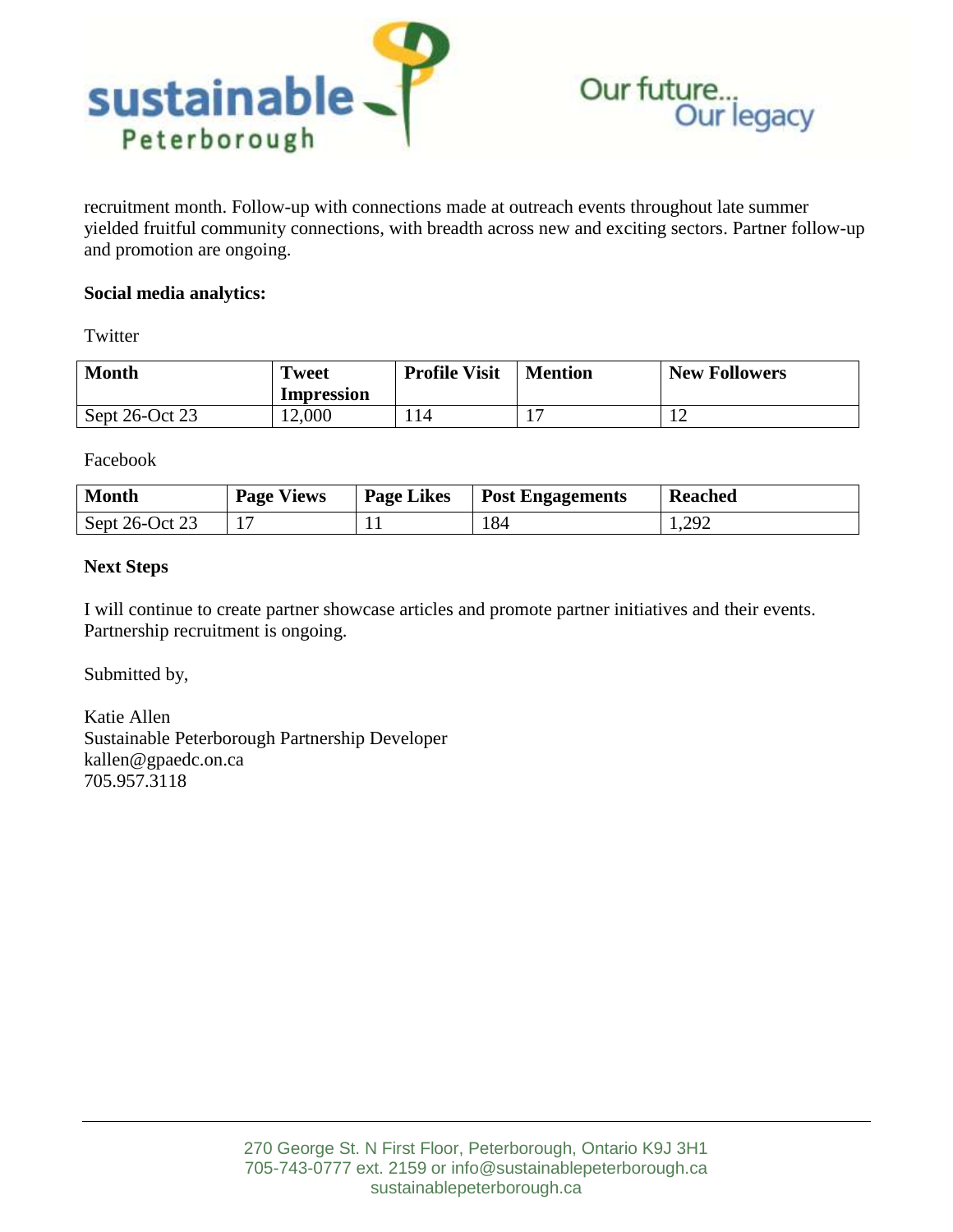recruitment month. Follow-up with connections made at outreach events throughout late summer yielded fruitful community connections, with breadth across new and exciting sectors. Partner follow-up and promotion are ongoing.

**Social media analytics:**

Twitter

| Month | Tweet Impression | Profile Visit | Mention | New Followers |
|---|---|---|---|---|
| Sept 26-Oct 23 | 12,000 | 114 | 17 | 12 |

Facebook

| Month | Page Views | Page Likes | Post Engagements | Reached |
|---|---|---|---|---|
| Sept 26-Oct 23 | 17 | 11 | 184 | 1,292 |

**Next Steps**

I will continue to create partner showcase articles and promote partner initiatives and their events. Partnership recruitment is ongoing.

Submitted by,

Katie Allen
Sustainable Peterborough Partnership Developer
kallen@gpaedc.on.ca
705.957.3118